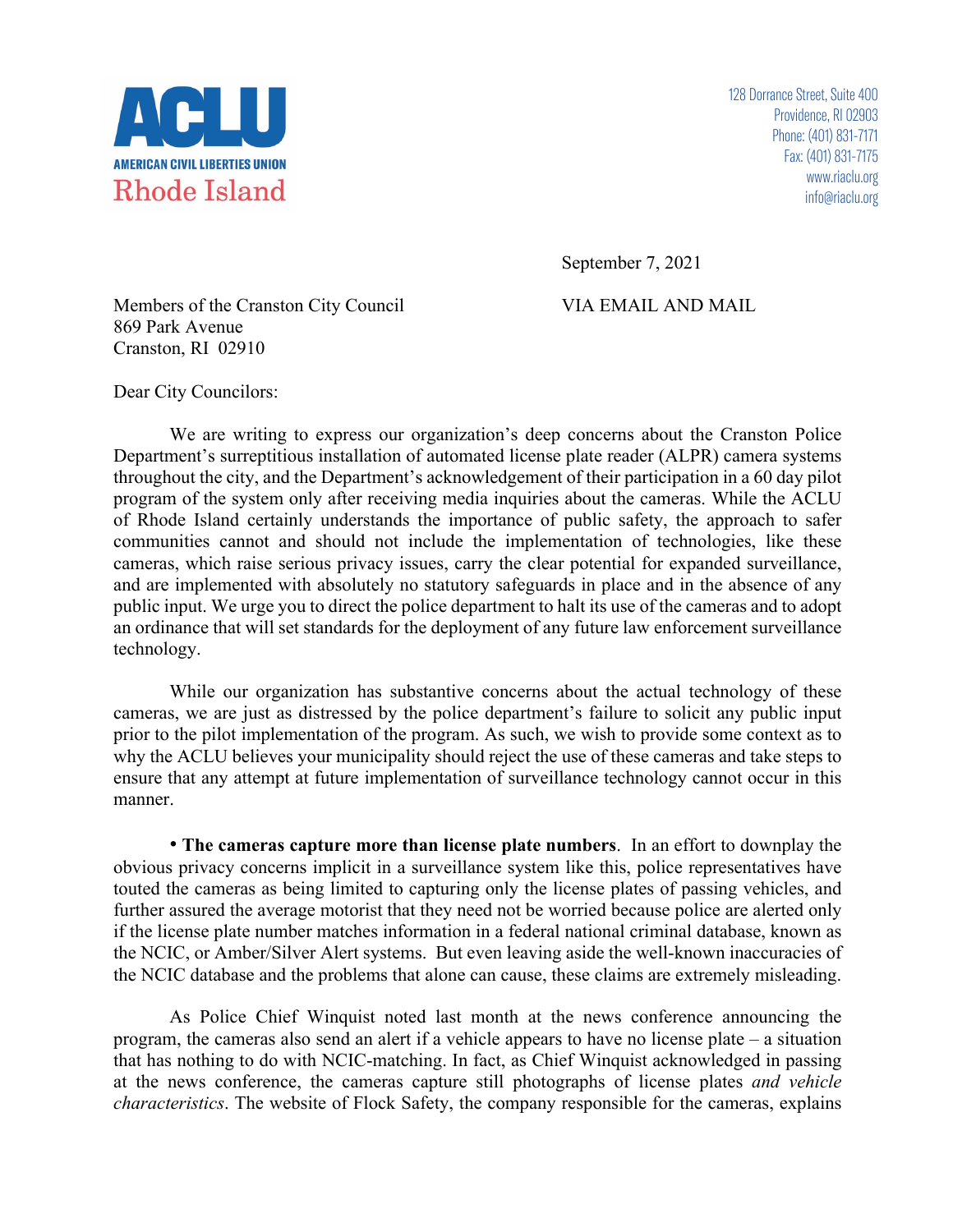**ACLU**

**AMERICAN CIVIL LIBERTIES UNION**
Rhode Island

128 Dorrance Street, Suite 400
Providence, RI 02903
Phone: (401) 831-7171
Fax: (401) 831-7175
www.riaclu.org
info@riaclu.org

September 7, 2021

Members of the Cranston City Council
869 Park Avenue
Cranston, RI 02910

VIA EMAIL AND MAIL

Dear City Councilors:

We are writing to express our organization's deep concerns about the Cranston Police Department's surreptitious installation of automated license plate reader (ALPR) camera systems throughout the city, and the Department's acknowledgement of their participation in a 60 day pilot program of the system only after receiving media inquiries about the cameras. While the ACLU of Rhode Island certainly understands the importance of public safety, the approach to safer communities cannot and should not include the implementation of technologies, like these cameras, which raise serious privacy issues, carry the clear potential for expanded surveillance, and are implemented with absolutely no statutory safeguards in place and in the absence of any public input. We urge you to direct the police department to halt its use of the cameras and to adopt an ordinance that will set standards for the deployment of any future law enforcement surveillance technology.

While our organization has substantive concerns about the actual technology of these cameras, we are just as distressed by the police department's failure to solicit any public input prior to the pilot implementation of the program. As such, we wish to provide some context as to why the ACLU believes your municipality should reject the use of these cameras and take steps to ensure that any attempt at future implementation of surveillance technology cannot occur in this manner.

• **The cameras capture more than license plate numbers**. In an effort to downplay the obvious privacy concerns implicit in a surveillance system like this, police representatives have touted the cameras as being limited to capturing only the license plates of passing vehicles, and further assured the average motorist that they need not be worried because police are alerted only if the license plate number matches information in a federal national criminal database, known as the NCIC, or Amber/Silver Alert systems. But even leaving aside the well-known inaccuracies of the NCIC database and the problems that alone can cause, these claims are extremely misleading.

As Police Chief Winquist noted last month at the news conference announcing the program, the cameras also send an alert if a vehicle appears to have no license plate – a situation that has nothing to do with NCIC-matching. In fact, as Chief Winquist acknowledged in passing at the news conference, the cameras capture still photographs of license plates *and vehicle characteristics*. The website of Flock Safety, the company responsible for the cameras, explains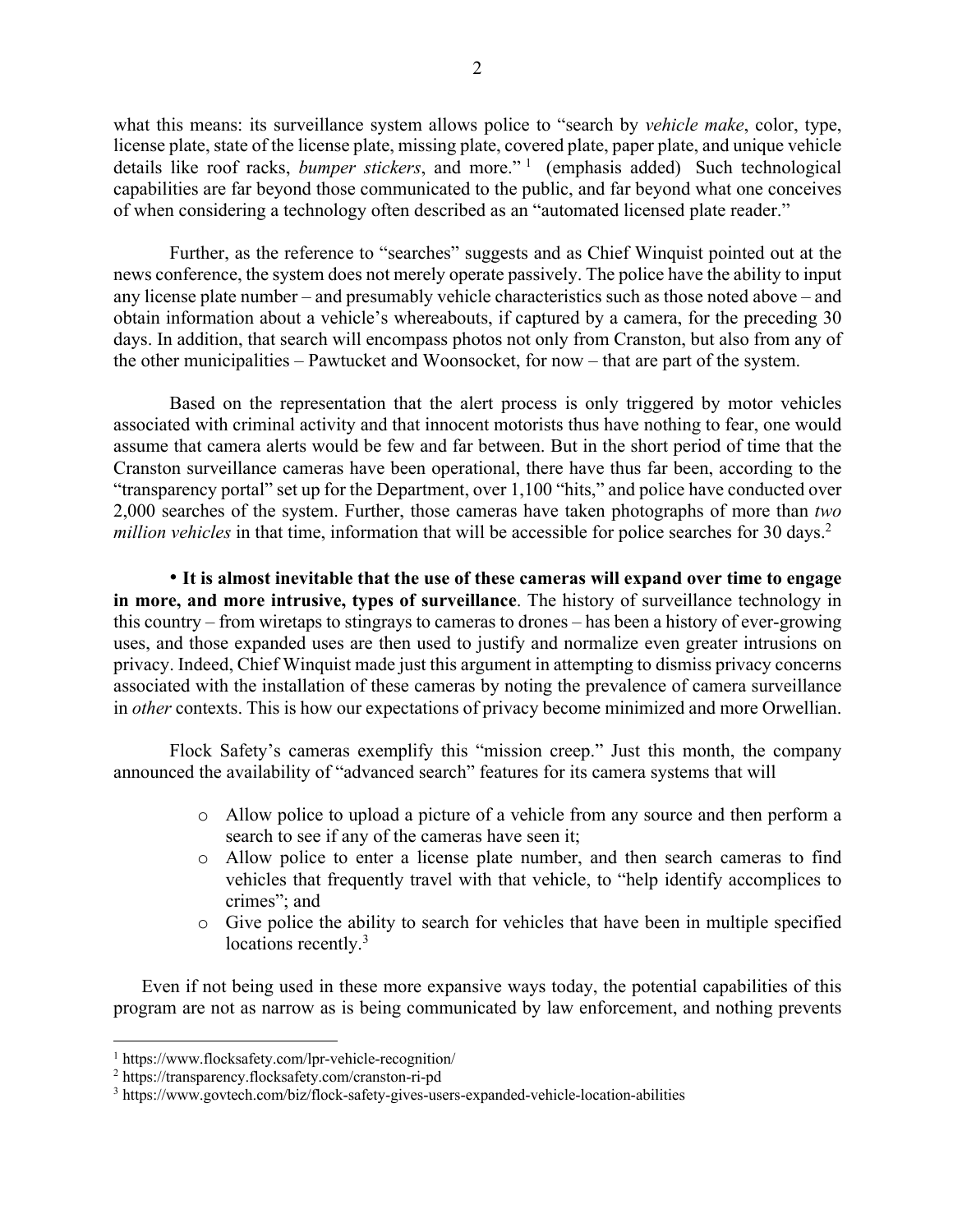what this means: its surveillance system allows police to "search by *vehicle make*, color, type, license plate, state of the license plate, missing plate, covered plate, paper plate, and unique vehicle details like roof racks, *bumper stickers*, and more."[1] (emphasis added) Such technological capabilities are far beyond those communicated to the public, and far beyond what one conceives of when considering a technology often described as an "automated licensed plate reader."

Further, as the reference to "searches" suggests and as Chief Winquist pointed out at the news conference, the system does not merely operate passively. The police have the ability to input any license plate number – and presumably vehicle characteristics such as those noted above – and obtain information about a vehicle's whereabouts, if captured by a camera, for the preceding 30 days. In addition, that search will encompass photos not only from Cranston, but also from any of the other municipalities – Pawtucket and Woonsocket, for now – that are part of the system.

Based on the representation that the alert process is only triggered by motor vehicles associated with criminal activity and that innocent motorists thus have nothing to fear, one would assume that camera alerts would be few and far between. But in the short period of time that the Cranston surveillance cameras have been operational, there have thus far been, according to the "transparency portal" set up for the Department, over 1,100 "hits," and police have conducted over 2,000 searches of the system. Further, those cameras have taken photographs of more than *two million vehicles* in that time, information that will be accessible for police searches for 30 days.[2]

• **It is almost inevitable that the use of these cameras will expand over time to engage in more, and more intrusive, types of surveillance**. The history of surveillance technology in this country – from wiretaps to stingrays to cameras to drones – has been a history of ever-growing uses, and those expanded uses are then used to justify and normalize even greater intrusions on privacy. Indeed, Chief Winquist made just this argument in attempting to dismiss privacy concerns associated with the installation of these cameras by noting the prevalence of camera surveillance in *other* contexts. This is how our expectations of privacy become minimized and more Orwellian.

Flock Safety's cameras exemplify this "mission creep." Just this month, the company announced the availability of "advanced search" features for its camera systems that will

- Allow police to upload a picture of a vehicle from any source and then perform a search to see if any of the cameras have seen it;
- Allow police to enter a license plate number, and then search cameras to find vehicles that frequently travel with that vehicle, to "help identify accomplices to crimes"; and
- Give police the ability to search for vehicles that have been in multiple specified locations recently.[3]

Even if not being used in these more expansive ways today, the potential capabilities of this program are not as narrow as is being communicated by law enforcement, and nothing prevents

---

[1] https://www.flocksafety.com/lpr-vehicle-recognition/

[2] https://transparency.flocksafety.com/cranston-ri-pd

[3] https://www.govtech.com/biz/flock-safety-gives-users-expanded-vehicle-location-abilities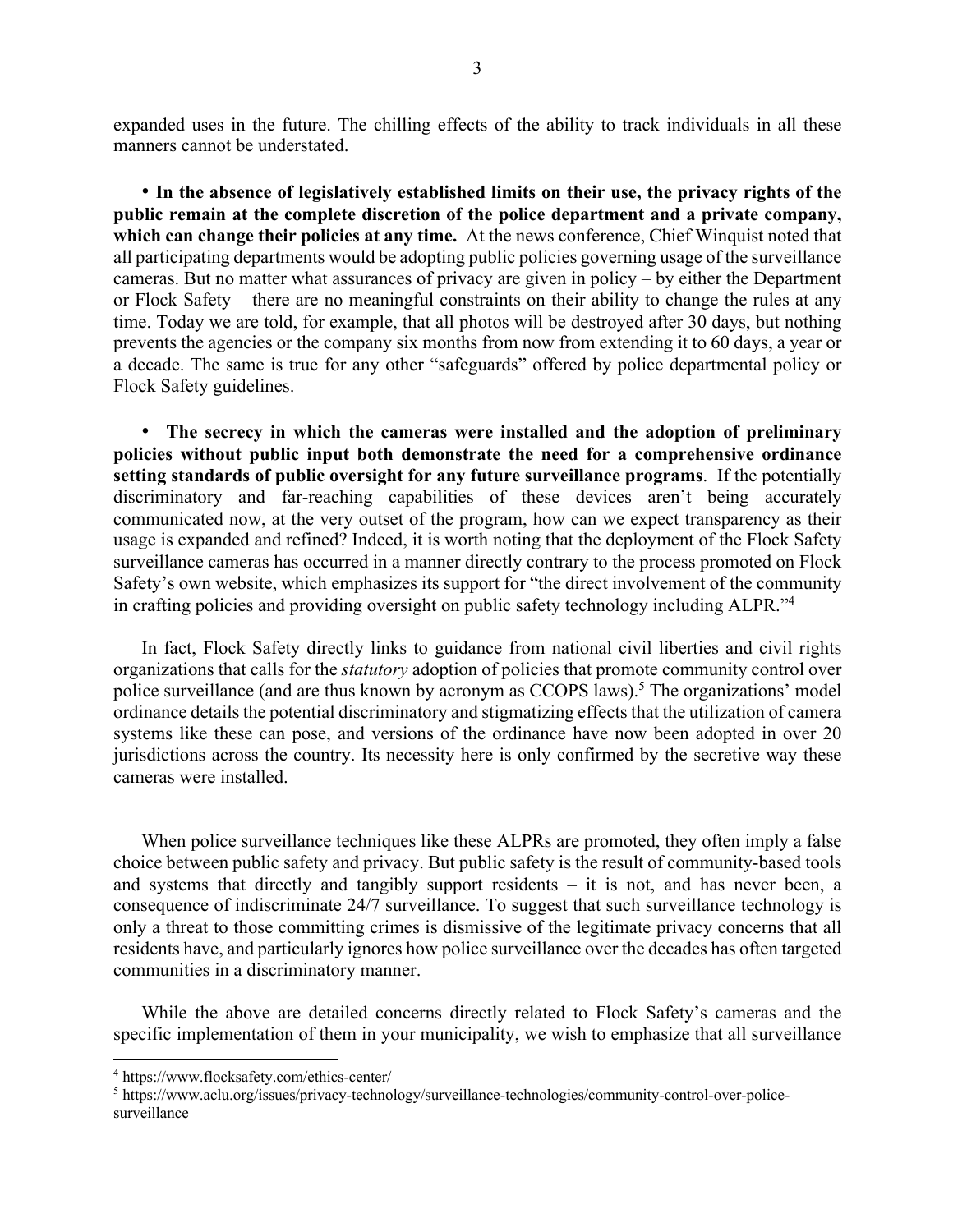expanded uses in the future. The chilling effects of the ability to track individuals in all these manners cannot be understated.

- **In the absence of legislatively established limits on their use, the privacy rights of the public remain at the complete discretion of the police department and a private company, which can change their policies at any time.** At the news conference, Chief Winquist noted that all participating departments would be adopting public policies governing usage of the surveillance cameras. But no matter what assurances of privacy are given in policy – by either the Department or Flock Safety – there are no meaningful constraints on their ability to change the rules at any time. Today we are told, for example, that all photos will be destroyed after 30 days, but nothing prevents the agencies or the company six months from now from extending it to 60 days, a year or a decade. The same is true for any other "safeguards" offered by police departmental policy or Flock Safety guidelines.

- **The secrecy in which the cameras were installed and the adoption of preliminary policies without public input both demonstrate the need for a comprehensive ordinance setting standards of public oversight for any future surveillance programs**. If the potentially discriminatory and far-reaching capabilities of these devices aren't being accurately communicated now, at the very outset of the program, how can we expect transparency as their usage is expanded and refined? Indeed, it is worth noting that the deployment of the Flock Safety surveillance cameras has occurred in a manner directly contrary to the process promoted on Flock Safety's own website, which emphasizes its support for "the direct involvement of the community in crafting policies and providing oversight on public safety technology including ALPR."[4]

In fact, Flock Safety directly links to guidance from national civil liberties and civil rights organizations that calls for the *statutory* adoption of policies that promote community control over police surveillance (and are thus known by acronym as CCOPS laws).[5] The organizations' model ordinance details the potential discriminatory and stigmatizing effects that the utilization of camera systems like these can pose, and versions of the ordinance have now been adopted in over 20 jurisdictions across the country. Its necessity here is only confirmed by the secretive way these cameras were installed.

When police surveillance techniques like these ALPRs are promoted, they often imply a false choice between public safety and privacy. But public safety is the result of community-based tools and systems that directly and tangibly support residents – it is not, and has never been, a consequence of indiscriminate 24/7 surveillance. To suggest that such surveillance technology is only a threat to those committing crimes is dismissive of the legitimate privacy concerns that all residents have, and particularly ignores how police surveillance over the decades has often targeted communities in a discriminatory manner.

While the above are detailed concerns directly related to Flock Safety's cameras and the specific implementation of them in your municipality, we wish to emphasize that all surveillance

---

[4] https://www.flocksafety.com/ethics-center/

[5] https://www.aclu.org/issues/privacy-technology/surveillance-technologies/community-control-over-police-surveillance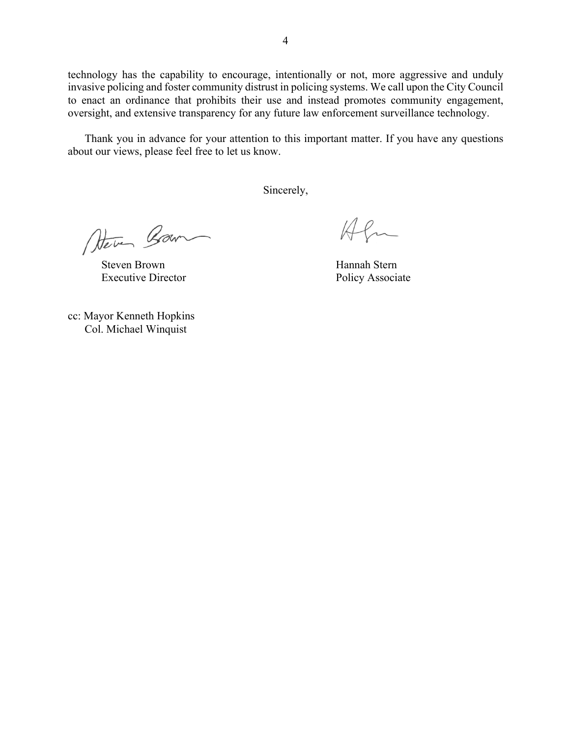technology has the capability to encourage, intentionally or not, more aggressive and unduly invasive policing and foster community distrust in policing systems. We call upon the City Council to enact an ordinance that prohibits their use and instead promotes community engagement, oversight, and extensive transparency for any future law enforcement surveillance technology.

Thank you in advance for your attention to this important matter. If you have any questions about our views, please feel free to let us know.

Sincerely,

Steven Brown
Executive Director

Hannah Stern
Policy Associate

cc: Mayor Kenneth Hopkins
Col. Michael Winquist